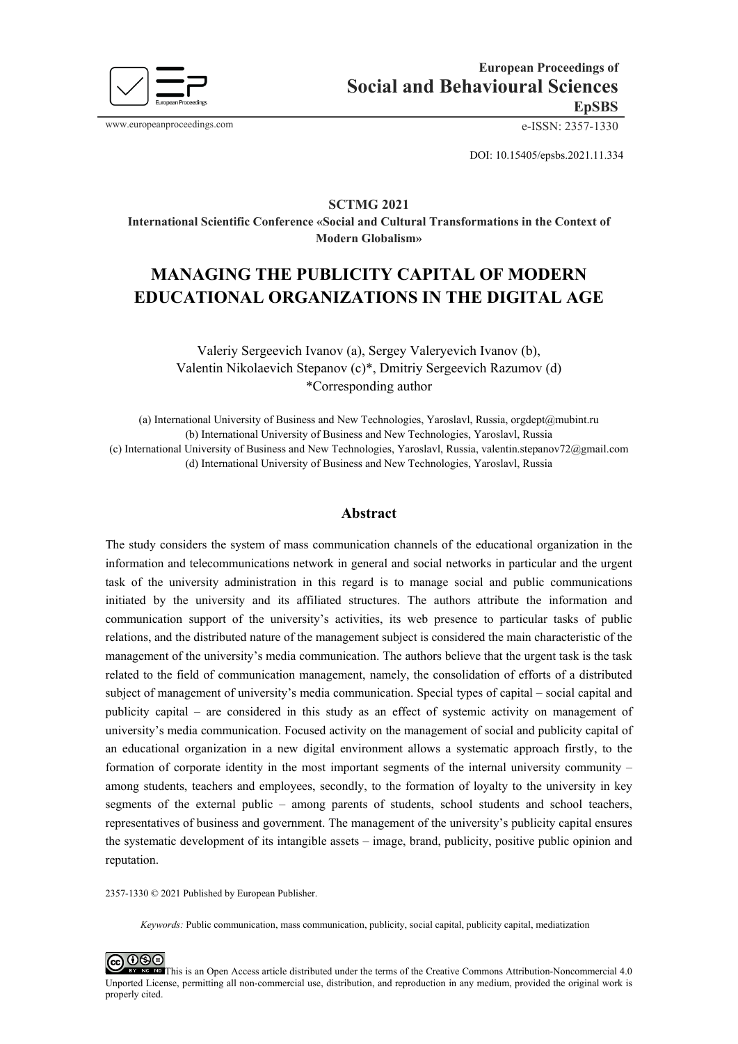European Proceedings of
Social and Behavioural Sciences
EpSBS

www.europeanproceedings.com

e-ISSN: 2357-1330

DOI: 10.15405/epsbs.2021.11.334

**SCTMG 2021**
**International Scientific Conference «Social and Cultural Transformations in the Context of Modern Globalism»**

# MANAGING THE PUBLICITY CAPITAL OF MODERN EDUCATIONAL ORGANIZATIONS IN THE DIGITAL AGE

Valeriy Sergeevich Ivanov (a), Sergey Valeryevich Ivanov (b), Valentin Nikolaevich Stepanov (c)*, Dmitriy Sergeevich Razumov (d)
*Corresponding author

(a) International University of Business and New Technologies, Yaroslavl, Russia, orgdept@mubint.ru
(b) International University of Business and New Technologies, Yaroslavl, Russia
(c) International University of Business and New Technologies, Yaroslavl, Russia, valentin.stepanov72@gmail.com
(d) International University of Business and New Technologies, Yaroslavl, Russia

## Abstract

The study considers the system of mass communication channels of the educational organization in the information and telecommunications network in general and social networks in particular and the urgent task of the university administration in this regard is to manage social and public communications initiated by the university and its affiliated structures. The authors attribute the information and communication support of the university's activities, its web presence to particular tasks of public relations, and the distributed nature of the management subject is considered the main characteristic of the management of the university's media communication. The authors believe that the urgent task is the task related to the field of communication management, namely, the consolidation of efforts of a distributed subject of management of university's media communication. Special types of capital – social capital and publicity capital – are considered in this study as an effect of systemic activity on management of university's media communication. Focused activity on the management of social and publicity capital of an educational organization in a new digital environment allows a systematic approach firstly, to the formation of corporate identity in the most important segments of the internal university community – among students, teachers and employees, secondly, to the formation of loyalty to the university in key segments of the external public – among parents of students, school students and school teachers, representatives of business and government. The management of the university's publicity capital ensures the systematic development of its intangible assets – image, brand, publicity, positive public opinion and reputation.

2357-1330 © 2021 Published by European Publisher.

*Keywords:* Public communication, mass communication, publicity, social capital, publicity capital, mediatization

This is an Open Access article distributed under the terms of the Creative Commons Attribution-Noncommercial 4.0 Unported License, permitting all non-commercial use, distribution, and reproduction in any medium, provided the original work is properly cited.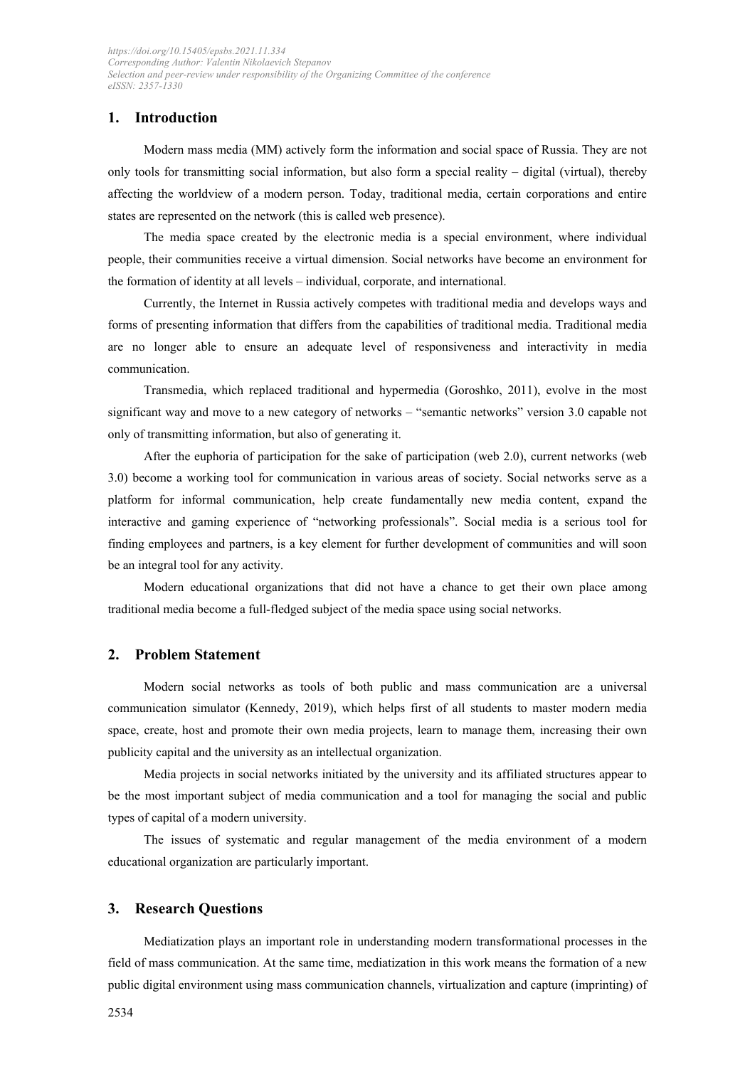## 1. Introduction

Modern mass media (MM) actively form the information and social space of Russia. They are not only tools for transmitting social information, but also form a special reality – digital (virtual), thereby affecting the worldview of a modern person. Today, traditional media, certain corporations and entire states are represented on the network (this is called web presence).

The media space created by the electronic media is a special environment, where individual people, their communities receive a virtual dimension. Social networks have become an environment for the formation of identity at all levels – individual, corporate, and international.

Currently, the Internet in Russia actively competes with traditional media and develops ways and forms of presenting information that differs from the capabilities of traditional media. Traditional media are no longer able to ensure an adequate level of responsiveness and interactivity in media communication.

Transmedia, which replaced traditional and hypermedia (Goroshko, 2011), evolve in the most significant way and move to a new category of networks – "semantic networks" version 3.0 capable not only of transmitting information, but also of generating it.

After the euphoria of participation for the sake of participation (web 2.0), current networks (web 3.0) become a working tool for communication in various areas of society. Social networks serve as a platform for informal communication, help create fundamentally new media content, expand the interactive and gaming experience of "networking professionals". Social media is a serious tool for finding employees and partners, is a key element for further development of communities and will soon be an integral tool for any activity.

Modern educational organizations that did not have a chance to get their own place among traditional media become a full-fledged subject of the media space using social networks.

## 2. Problem Statement

Modern social networks as tools of both public and mass communication are a universal communication simulator (Kennedy, 2019), which helps first of all students to master modern media space, create, host and promote their own media projects, learn to manage them, increasing their own publicity capital and the university as an intellectual organization.

Media projects in social networks initiated by the university and its affiliated structures appear to be the most important subject of media communication and a tool for managing the social and public types of capital of a modern university.

The issues of systematic and regular management of the media environment of a modern educational organization are particularly important.

## 3. Research Questions

Mediatization plays an important role in understanding modern transformational processes in the field of mass communication. At the same time, mediatization in this work means the formation of a new public digital environment using mass communication channels, virtualization and capture (imprinting) of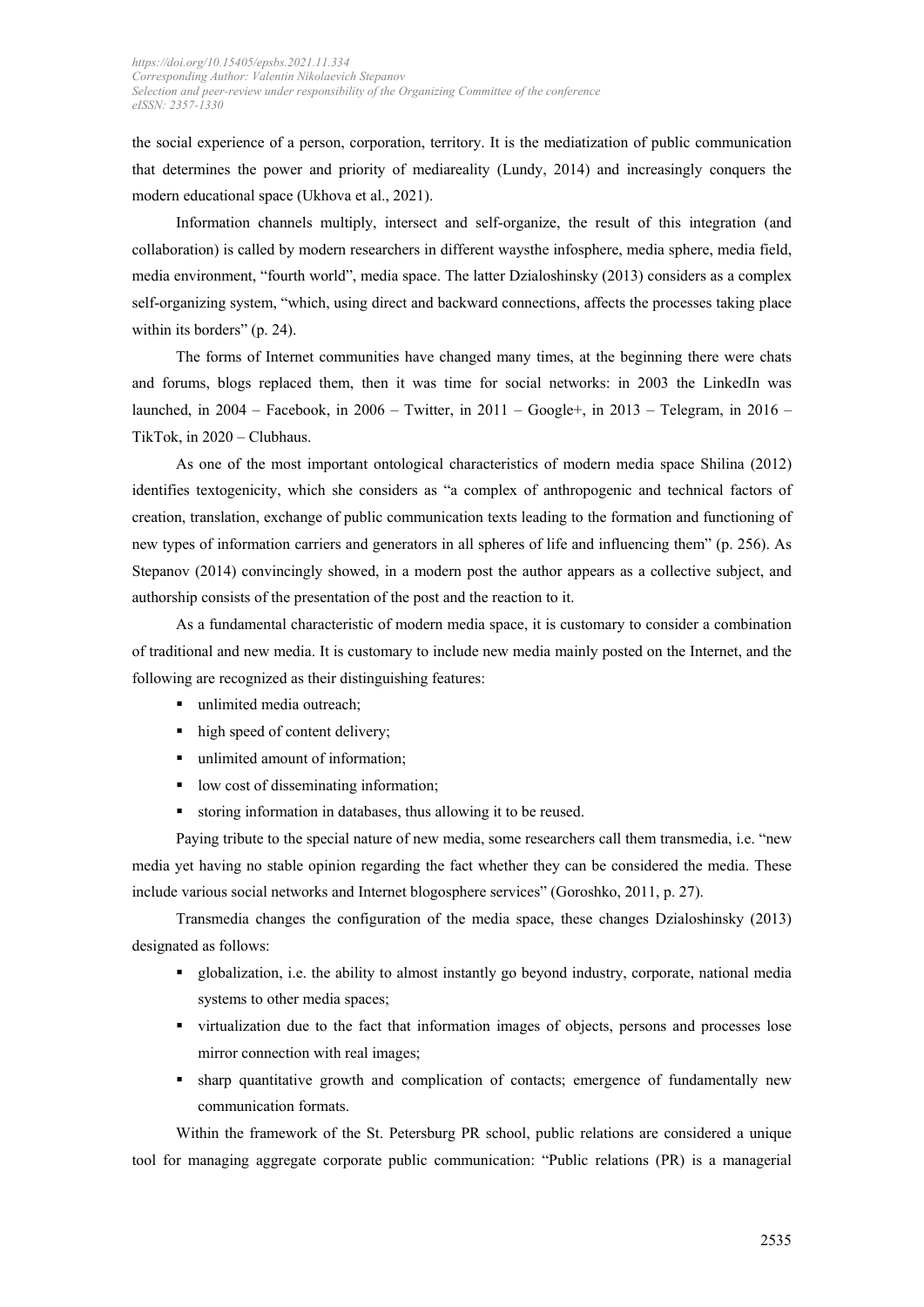the social experience of a person, corporation, territory. It is the mediatization of public communication that determines the power and priority of mediareality (Lundy, 2014) and increasingly conquers the modern educational space (Ukhova et al., 2021).

Information channels multiply, intersect and self-organize, the result of this integration (and collaboration) is called by modern researchers in different waysthe infosphere, media sphere, media field, media environment, "fourth world", media space. The latter Dzialoshinsky (2013) considers as a complex self-organizing system, "which, using direct and backward connections, affects the processes taking place within its borders" (p. 24).

The forms of Internet communities have changed many times, at the beginning there were chats and forums, blogs replaced them, then it was time for social networks: in 2003 the LinkedIn was launched, in 2004 – Facebook, in 2006 – Twitter, in 2011 – Google+, in 2013 – Telegram, in 2016 – TikTok, in 2020 – Clubhaus.

As one of the most important ontological characteristics of modern media space Shilina (2012) identifies textogenicity, which she considers as "a complex of anthropogenic and technical factors of creation, translation, exchange of public communication texts leading to the formation and functioning of new types of information carriers and generators in all spheres of life and influencing them" (p. 256). As Stepanov (2014) convincingly showed, in a modern post the author appears as a collective subject, and authorship consists of the presentation of the post and the reaction to it.

As a fundamental characteristic of modern media space, it is customary to consider a combination of traditional and new media. It is customary to include new media mainly posted on the Internet, and the following are recognized as their distinguishing features:

- unlimited media outreach;
- high speed of content delivery;
- unlimited amount of information;
- low cost of disseminating information;
- storing information in databases, thus allowing it to be reused.

Paying tribute to the special nature of new media, some researchers call them transmedia, i.e. "new media yet having no stable opinion regarding the fact whether they can be considered the media. These include various social networks and Internet blogosphere services" (Goroshko, 2011, p. 27).

Transmedia changes the configuration of the media space, these changes Dzialoshinsky (2013) designated as follows:

- globalization, i.e. the ability to almost instantly go beyond industry, corporate, national media systems to other media spaces;
- virtualization due to the fact that information images of objects, persons and processes lose mirror connection with real images;
- sharp quantitative growth and complication of contacts; emergence of fundamentally new communication formats.

Within the framework of the St. Petersburg PR school, public relations are considered a unique tool for managing aggregate corporate public communication: "Public relations (PR) is a managerial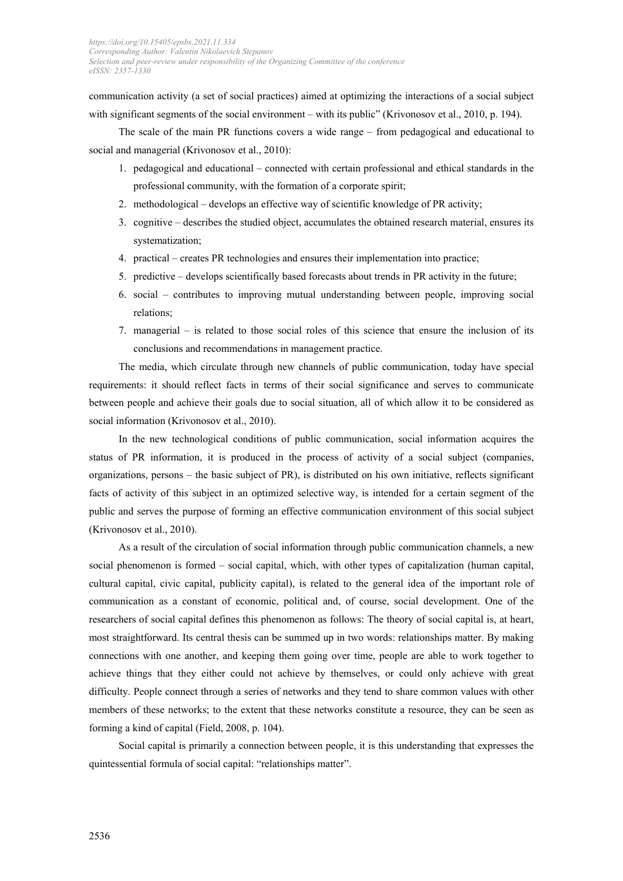communication activity (a set of social practices) aimed at optimizing the interactions of a social subject with significant segments of the social environment – with its public" (Krivonosov et al., 2010, p. 194).

The scale of the main PR functions covers a wide range – from pedagogical and educational to social and managerial (Krivonosov et al., 2010):

1. pedagogical and educational – connected with certain professional and ethical standards in the professional community, with the formation of a corporate spirit;
2. methodological – develops an effective way of scientific knowledge of PR activity;
3. cognitive – describes the studied object, accumulates the obtained research material, ensures its systematization;
4. practical – creates PR technologies and ensures their implementation into practice;
5. predictive – develops scientifically based forecasts about trends in PR activity in the future;
6. social – contributes to improving mutual understanding between people, improving social relations;
7. managerial – is related to those social roles of this science that ensure the inclusion of its conclusions and recommendations in management practice.

The media, which circulate through new channels of public communication, today have special requirements: it should reflect facts in terms of their social significance and serves to communicate between people and achieve their goals due to social situation, all of which allow it to be considered as social information (Krivonosov et al., 2010).

In the new technological conditions of public communication, social information acquires the status of PR information, it is produced in the process of activity of a social subject (companies, organizations, persons – the basic subject of PR), is distributed on his own initiative, reflects significant facts of activity of this subject in an optimized selective way, is intended for a certain segment of the public and serves the purpose of forming an effective communication environment of this social subject (Krivonosov et al., 2010).

As a result of the circulation of social information through public communication channels, a new social phenomenon is formed – social capital, which, with other types of capitalization (human capital, cultural capital, civic capital, publicity capital), is related to the general idea of the important role of communication as a constant of economic, political and, of course, social development. One of the researchers of social capital defines this phenomenon as follows: The theory of social capital is, at heart, most straightforward. Its central thesis can be summed up in two words: relationships matter. By making connections with one another, and keeping them going over time, people are able to work together to achieve things that they either could not achieve by themselves, or could only achieve with great difficulty. People connect through a series of networks and they tend to share common values with other members of these networks; to the extent that these networks constitute a resource, they can be seen as forming a kind of capital (Field, 2008, p. 104).

Social capital is primarily a connection between people, it is this understanding that expresses the quintessential formula of social capital: "relationships matter".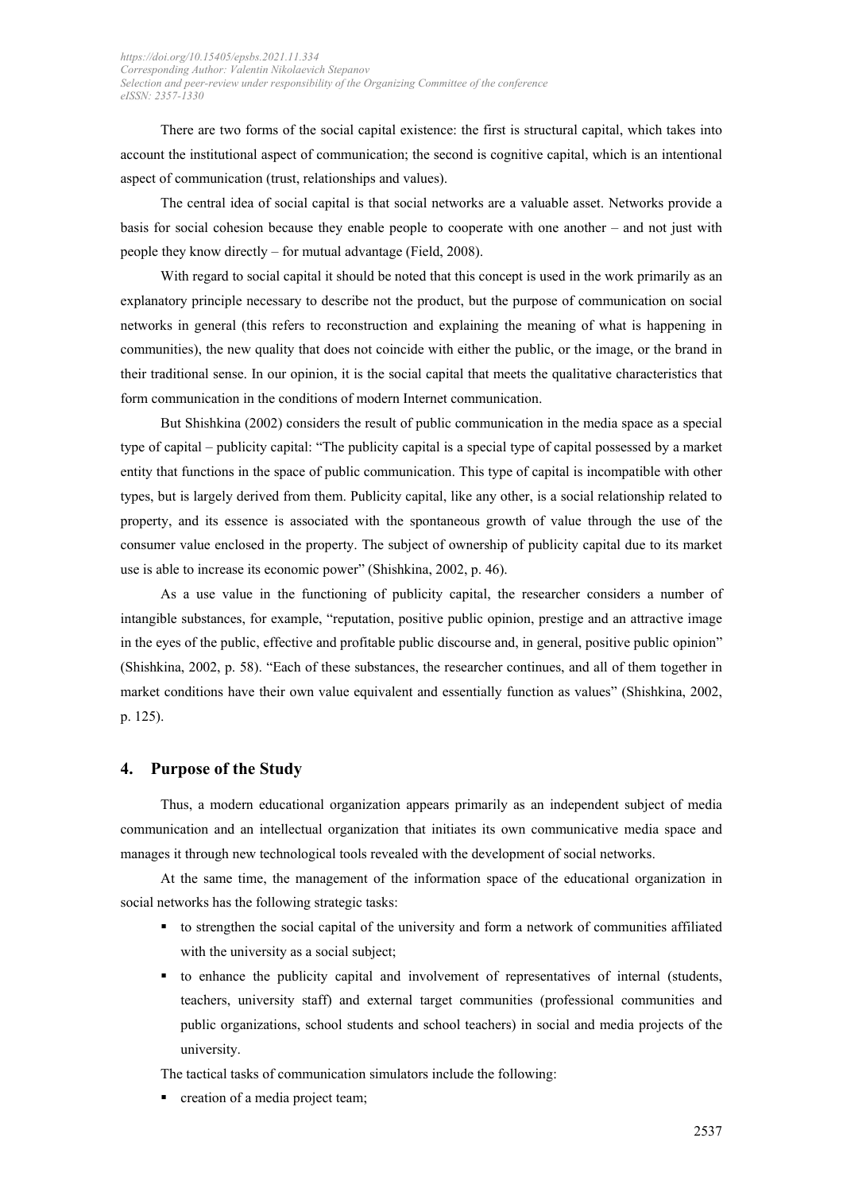There are two forms of the social capital existence: the first is structural capital, which takes into account the institutional aspect of communication; the second is cognitive capital, which is an intentional aspect of communication (trust, relationships and values).

The central idea of social capital is that social networks are a valuable asset. Networks provide a basis for social cohesion because they enable people to cooperate with one another – and not just with people they know directly – for mutual advantage (Field, 2008).

With regard to social capital it should be noted that this concept is used in the work primarily as an explanatory principle necessary to describe not the product, but the purpose of communication on social networks in general (this refers to reconstruction and explaining the meaning of what is happening in communities), the new quality that does not coincide with either the public, or the image, or the brand in their traditional sense. In our opinion, it is the social capital that meets the qualitative characteristics that form communication in the conditions of modern Internet communication.

But Shishkina (2002) considers the result of public communication in the media space as a special type of capital – publicity capital: "The publicity capital is a special type of capital possessed by a market entity that functions in the space of public communication. This type of capital is incompatible with other types, but is largely derived from them. Publicity capital, like any other, is a social relationship related to property, and its essence is associated with the spontaneous growth of value through the use of the consumer value enclosed in the property. The subject of ownership of publicity capital due to its market use is able to increase its economic power" (Shishkina, 2002, p. 46).

As a use value in the functioning of publicity capital, the researcher considers a number of intangible substances, for example, "reputation, positive public opinion, prestige and an attractive image in the eyes of the public, effective and profitable public discourse and, in general, positive public opinion" (Shishkina, 2002, p. 58). "Each of these substances, the researcher continues, and all of them together in market conditions have their own value equivalent and essentially function as values" (Shishkina, 2002, p. 125).

## 4. Purpose of the Study

Thus, a modern educational organization appears primarily as an independent subject of media communication and an intellectual organization that initiates its own communicative media space and manages it through new technological tools revealed with the development of social networks.

At the same time, the management of the information space of the educational organization in social networks has the following strategic tasks:

- to strengthen the social capital of the university and form a network of communities affiliated with the university as a social subject;
- to enhance the publicity capital and involvement of representatives of internal (students, teachers, university staff) and external target communities (professional communities and public organizations, school students and school teachers) in social and media projects of the university.

The tactical tasks of communication simulators include the following:

- creation of a media project team;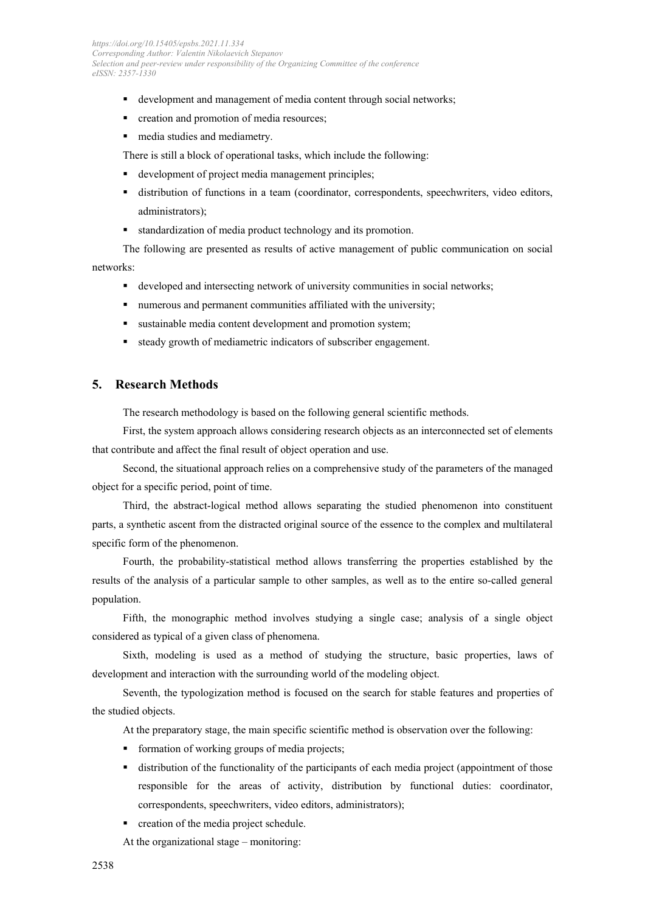- development and management of media content through social networks;
- creation and promotion of media resources;
- media studies and mediametry.

There is still a block of operational tasks, which include the following:

- development of project media management principles;
- distribution of functions in a team (coordinator, correspondents, speechwriters, video editors, administrators);
- standardization of media product technology and its promotion.

The following are presented as results of active management of public communication on social networks:

- developed and intersecting network of university communities in social networks;
- numerous and permanent communities affiliated with the university;
- sustainable media content development and promotion system;
- steady growth of mediametric indicators of subscriber engagement.

## 5. Research Methods

The research methodology is based on the following general scientific methods.

First, the system approach allows considering research objects as an interconnected set of elements that contribute and affect the final result of object operation and use.

Second, the situational approach relies on a comprehensive study of the parameters of the managed object for a specific period, point of time.

Third, the abstract-logical method allows separating the studied phenomenon into constituent parts, a synthetic ascent from the distracted original source of the essence to the complex and multilateral specific form of the phenomenon.

Fourth, the probability-statistical method allows transferring the properties established by the results of the analysis of a particular sample to other samples, as well as to the entire so-called general population.

Fifth, the monographic method involves studying a single case; analysis of a single object considered as typical of a given class of phenomena.

Sixth, modeling is used as a method of studying the structure, basic properties, laws of development and interaction with the surrounding world of the modeling object.

Seventh, the typologization method is focused on the search for stable features and properties of the studied objects.

At the preparatory stage, the main specific scientific method is observation over the following:

- formation of working groups of media projects;
- distribution of the functionality of the participants of each media project (appointment of those responsible for the areas of activity, distribution by functional duties: coordinator, correspondents, speechwriters, video editors, administrators);
- creation of the media project schedule.

At the organizational stage – monitoring: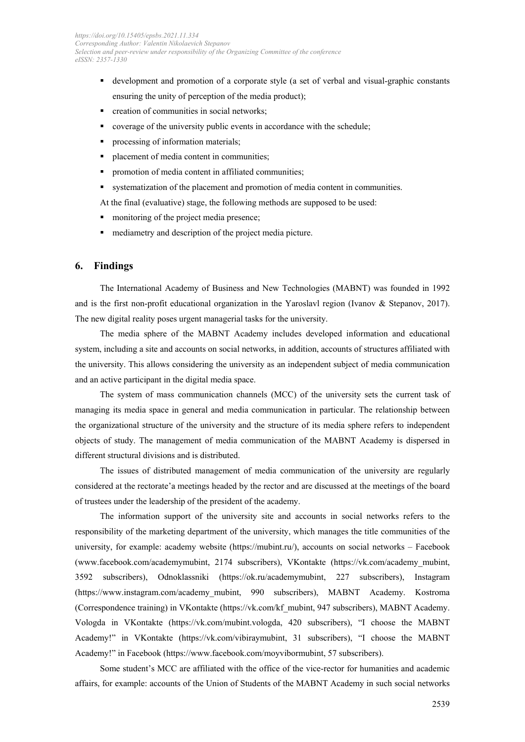- development and promotion of a corporate style (a set of verbal and visual-graphic constants ensuring the unity of perception of the media product);
- creation of communities in social networks;
- coverage of the university public events in accordance with the schedule;
- processing of information materials;
- placement of media content in communities;
- promotion of media content in affiliated communities;
- systematization of the placement and promotion of media content in communities.

At the final (evaluative) stage, the following methods are supposed to be used:

- monitoring of the project media presence;
- mediametry and description of the project media picture.

## 6. Findings

The International Academy of Business and New Technologies (MABNT) was founded in 1992 and is the first non-profit educational organization in the Yaroslavl region (Ivanov & Stepanov, 2017). The new digital reality poses urgent managerial tasks for the university.

The media sphere of the MABNT Academy includes developed information and educational system, including a site and accounts on social networks, in addition, accounts of structures affiliated with the university. This allows considering the university as an independent subject of media communication and an active participant in the digital media space.

The system of mass communication channels (MCC) of the university sets the current task of managing its media space in general and media communication in particular. The relationship between the organizational structure of the university and the structure of its media sphere refers to independent objects of study. The management of media communication of the MABNT Academy is dispersed in different structural divisions and is distributed.

The issues of distributed management of media communication of the university are regularly considered at the rectorate'a meetings headed by the rector and are discussed at the meetings of the board of trustees under the leadership of the president of the academy.

The information support of the university site and accounts in social networks refers to the responsibility of the marketing department of the university, which manages the title communities of the university, for example: academy website (https://mubint.ru/), accounts on social networks – Facebook (www.facebook.com/academymubint, 2174 subscribers), VKontakte (https://vk.com/academy_mubint, 3592 subscribers), Odnoklassniki (https://ok.ru/academymubint, 227 subscribers), Instagram (https://www.instagram.com/academy_mubint, 990 subscribers), MABNT Academy. Kostroma (Correspondence training) in VKontakte (https://vk.com/kf_mubint, 947 subscribers), MABNT Academy. Vologda in VKontakte (https://vk.com/mubint.vologda, 420 subscribers), "I choose the MABNT Academy!" in VKontakte (https://vk.com/vibiraymubint, 31 subscribers), "I choose the MABNT Academy!" in Facebook (https://www.facebook.com/moyvibormubint, 57 subscribers).

Some student's MCC are affiliated with the office of the vice-rector for humanities and academic affairs, for example: accounts of the Union of Students of the MABNT Academy in such social networks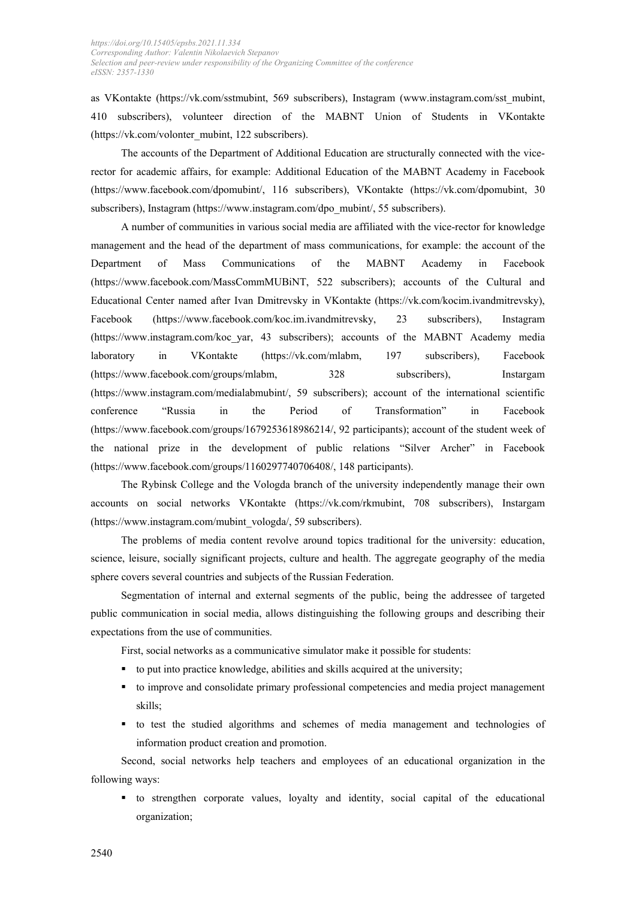as VKontakte (https://vk.com/sstmubint, 569 subscribers), Instagram (www.instagram.com/sst_mubint, 410 subscribers), volunteer direction of the MABNT Union of Students in VKontakte (https://vk.com/volonter_mubint, 122 subscribers).

The accounts of the Department of Additional Education are structurally connected with the vice-rector for academic affairs, for example: Additional Education of the MABNT Academy in Facebook (https://www.facebook.com/dpomubint/, 116 subscribers), VKontakte (https://vk.com/dpomubint, 30 subscribers), Instagram (https://www.instagram.com/dpo_mubint/, 55 subscribers).

A number of communities in various social media are affiliated with the vice-rector for knowledge management and the head of the department of mass communications, for example: the account of the Department of Mass Communications of the MABNT Academy in Facebook (https://www.facebook.com/MassCommMUBiNT, 522 subscribers); accounts of the Cultural and Educational Center named after Ivan Dmitrevsky in VKontakte (https://vk.com/kocim.ivandmitrevsky), Facebook (https://www.facebook.com/koc.im.ivandmitrevsky, 23 subscribers), Instagram (https://www.instagram.com/koc_yar, 43 subscribers); accounts of the MABNT Academy media laboratory in VKontakte (https://vk.com/mlabm, 197 subscribers), Facebook (https://www.facebook.com/groups/mlabm, 328 subscribers), Instargam (https://www.instagram.com/medialabmubint/, 59 subscribers); account of the international scientific conference "Russia in the Period of Transformation" in Facebook (https://www.facebook.com/groups/1679253618986214/, 92 participants); account of the student week of the national prize in the development of public relations "Silver Archer" in Facebook (https://www.facebook.com/groups/1160297740706408/, 148 participants).

The Rybinsk College and the Vologda branch of the university independently manage their own accounts on social networks VKontakte (https://vk.com/rkmubint, 708 subscribers), Instargam (https://www.instagram.com/mubint_vologda/, 59 subscribers).

The problems of media content revolve around topics traditional for the university: education, science, leisure, socially significant projects, culture and health. The aggregate geography of the media sphere covers several countries and subjects of the Russian Federation.

Segmentation of internal and external segments of the public, being the addressee of targeted public communication in social media, allows distinguishing the following groups and describing their expectations from the use of communities.

First, social networks as a communicative simulator make it possible for students:

- to put into practice knowledge, abilities and skills acquired at the university;
- to improve and consolidate primary professional competencies and media project management skills;
- to test the studied algorithms and schemes of media management and technologies of information product creation and promotion.

Second, social networks help teachers and employees of an educational organization in the following ways:

- to strengthen corporate values, loyalty and identity, social capital of the educational organization;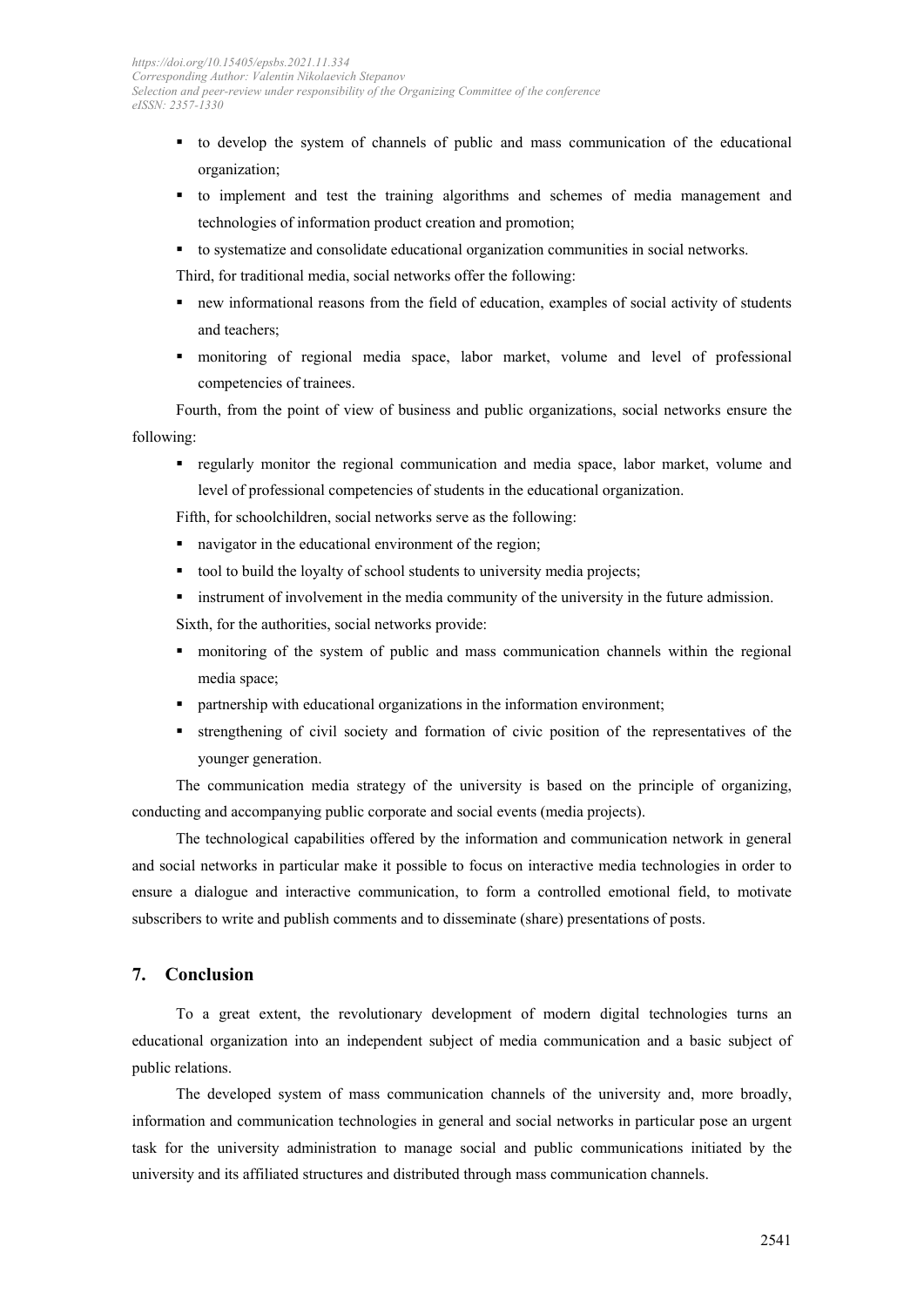- to develop the system of channels of public and mass communication of the educational organization;
- to implement and test the training algorithms and schemes of media management and technologies of information product creation and promotion;
- to systematize and consolidate educational organization communities in social networks.

Third, for traditional media, social networks offer the following:

- new informational reasons from the field of education, examples of social activity of students and teachers;
- monitoring of regional media space, labor market, volume and level of professional competencies of trainees.

Fourth, from the point of view of business and public organizations, social networks ensure the following:

- regularly monitor the regional communication and media space, labor market, volume and level of professional competencies of students in the educational organization.

Fifth, for schoolchildren, social networks serve as the following:

- navigator in the educational environment of the region;
- tool to build the loyalty of school students to university media projects;
- instrument of involvement in the media community of the university in the future admission.

Sixth, for the authorities, social networks provide:

- monitoring of the system of public and mass communication channels within the regional media space;
- partnership with educational organizations in the information environment;
- strengthening of civil society and formation of civic position of the representatives of the younger generation.

The communication media strategy of the university is based on the principle of organizing, conducting and accompanying public corporate and social events (media projects).

The technological capabilities offered by the information and communication network in general and social networks in particular make it possible to focus on interactive media technologies in order to ensure a dialogue and interactive communication, to form a controlled emotional field, to motivate subscribers to write and publish comments and to disseminate (share) presentations of posts.

## 7. Conclusion

To a great extent, the revolutionary development of modern digital technologies turns an educational organization into an independent subject of media communication and a basic subject of public relations.

The developed system of mass communication channels of the university and, more broadly, information and communication technologies in general and social networks in particular pose an urgent task for the university administration to manage social and public communications initiated by the university and its affiliated structures and distributed through mass communication channels.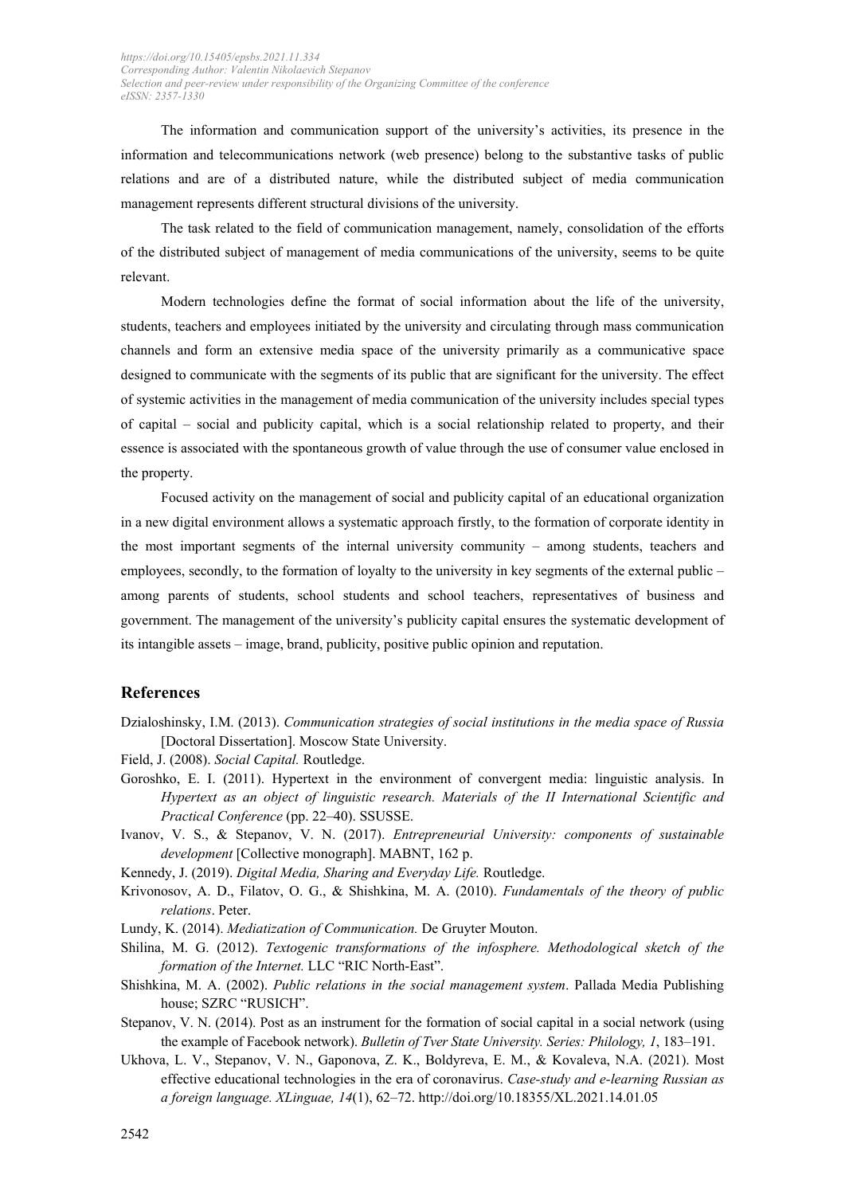The information and communication support of the university's activities, its presence in the information and telecommunications network (web presence) belong to the substantive tasks of public relations and are of a distributed nature, while the distributed subject of media communication management represents different structural divisions of the university.

The task related to the field of communication management, namely, consolidation of the efforts of the distributed subject of management of media communications of the university, seems to be quite relevant.

Modern technologies define the format of social information about the life of the university, students, teachers and employees initiated by the university and circulating through mass communication channels and form an extensive media space of the university primarily as a communicative space designed to communicate with the segments of its public that are significant for the university. The effect of systemic activities in the management of media communication of the university includes special types of capital – social and publicity capital, which is a social relationship related to property, and their essence is associated with the spontaneous growth of value through the use of consumer value enclosed in the property.

Focused activity on the management of social and publicity capital of an educational organization in a new digital environment allows a systematic approach firstly, to the formation of corporate identity in the most important segments of the internal university community – among students, teachers and employees, secondly, to the formation of loyalty to the university in key segments of the external public – among parents of students, school students and school teachers, representatives of business and government. The management of the university's publicity capital ensures the systematic development of its intangible assets – image, brand, publicity, positive public opinion and reputation.

## References

Dzialoshinsky, I.M. (2013). *Communication strategies of social institutions in the media space of Russia* [Doctoral Dissertation]. Moscow State University.

Field, J. (2008). *Social Capital.* Routledge.

Goroshko, E. I. (2011). Hypertext in the environment of convergent media: linguistic analysis. In *Hypertext as an object of linguistic research. Materials of the II International Scientific and Practical Conference* (pp. 22–40). SSUSSE.

Ivanov, V. S., & Stepanov, V. N. (2017). *Entrepreneurial University: components of sustainable development* [Collective monograph]. MABNT, 162 p.

Kennedy, J. (2019). *Digital Media, Sharing and Everyday Life.* Routledge.

Krivonosov, A. D., Filatov, O. G., & Shishkina, M. A. (2010). *Fundamentals of the theory of public relations*. Peter.

Lundy, K. (2014). *Mediatization of Communication.* De Gruyter Mouton.

Shilina, M. G. (2012). *Textogenic transformations of the infosphere. Methodological sketch of the formation of the Internet.* LLC "RIC North-East".

Shishkina, M. A. (2002). *Public relations in the social management system*. Pallada Media Publishing house; SZRC "RUSICH".

Stepanov, V. N. (2014). Post as an instrument for the formation of social capital in a social network (using the example of Facebook network). *Bulletin of Tver State University. Series: Philology, 1*, 183–191.

Ukhova, L. V., Stepanov, V. N., Gaponova, Z. K., Boldyreva, E. M., & Kovaleva, N.A. (2021). Most effective educational technologies in the era of coronavirus. *Case-study and e-learning Russian as a foreign language. XLinguae, 14*(1), 62–72. http://doi.org/10.18355/XL.2021.14.01.05